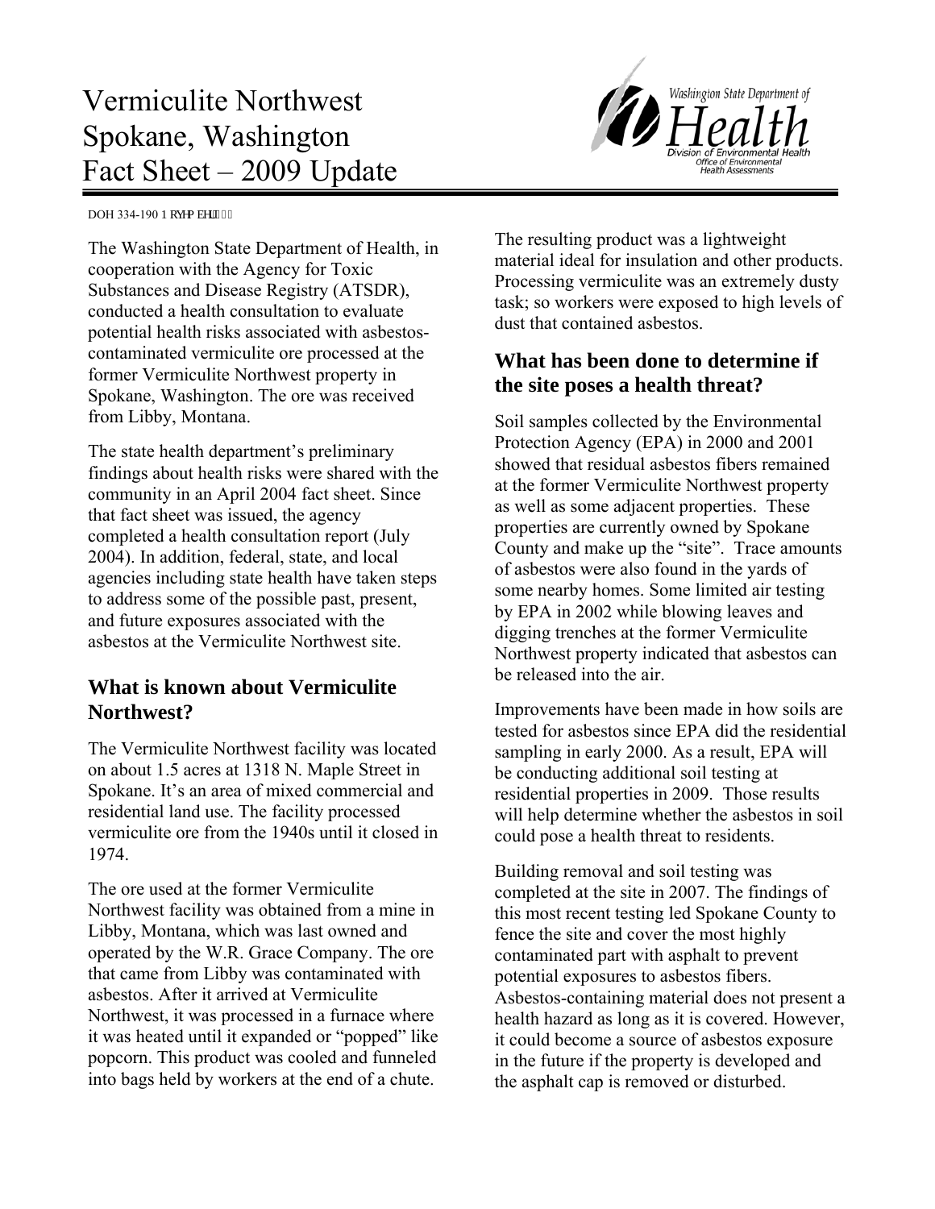# Vermiculite Northwest Spokane, Washington Fact Sheet – 2009 Update

DOH 334-190 1 RYHP EHU

The Washington State Department of Health, in cooperation with the Agency for Toxic Substances and Disease Registry (ATSDR), conducted a health consultation to evaluate potential health risks associated with asbestos-contaminated vermiculite ore processed at the former Vermiculite Northwest property in Spokane, Washington. The ore was received from Libby, Montana.

The state health department's preliminary findings about health risks were shared with the community in an April 2004 fact sheet. Since that fact sheet was issued, the agency completed a health consultation report (July 2004). In addition, federal, state, and local agencies including state health have taken steps to address some of the possible past, present, and future exposures associated with the asbestos at the Vermiculite Northwest site.

## What is known about Vermiculite Northwest?

The Vermiculite Northwest facility was located on about 1.5 acres at 1318 N. Maple Street in Spokane. It's an area of mixed commercial and residential land use. The facility processed vermiculite ore from the 1940s until it closed in 1974.

The ore used at the former Vermiculite Northwest facility was obtained from a mine in Libby, Montana, which was last owned and operated by the W.R. Grace Company. The ore that came from Libby was contaminated with asbestos. After it arrived at Vermiculite Northwest, it was processed in a furnace where it was heated until it expanded or "popped" like popcorn. This product was cooled and funneled into bags held by workers at the end of a chute.

The resulting product was a lightweight material ideal for insulation and other products. Processing vermiculite was an extremely dusty task; so workers were exposed to high levels of dust that contained asbestos.

## What has been done to determine if the site poses a health threat?

Soil samples collected by the Environmental Protection Agency (EPA) in 2000 and 2001 showed that residual asbestos fibers remained at the former Vermiculite Northwest property as well as some adjacent properties. These properties are currently owned by Spokane County and make up the "site". Trace amounts of asbestos were also found in the yards of some nearby homes. Some limited air testing by EPA in 2002 while blowing leaves and digging trenches at the former Vermiculite Northwest property indicated that asbestos can be released into the air.

Improvements have been made in how soils are tested for asbestos since EPA did the residential sampling in early 2000. As a result, EPA will be conducting additional soil testing at residential properties in 2009. Those results will help determine whether the asbestos in soil could pose a health threat to residents.

Building removal and soil testing was completed at the site in 2007. The findings of this most recent testing led Spokane County to fence the site and cover the most highly contaminated part with asphalt to prevent potential exposures to asbestos fibers. Asbestos-containing material does not present a health hazard as long as it is covered. However, it could become a source of asbestos exposure in the future if the property is developed and the asphalt cap is removed or disturbed.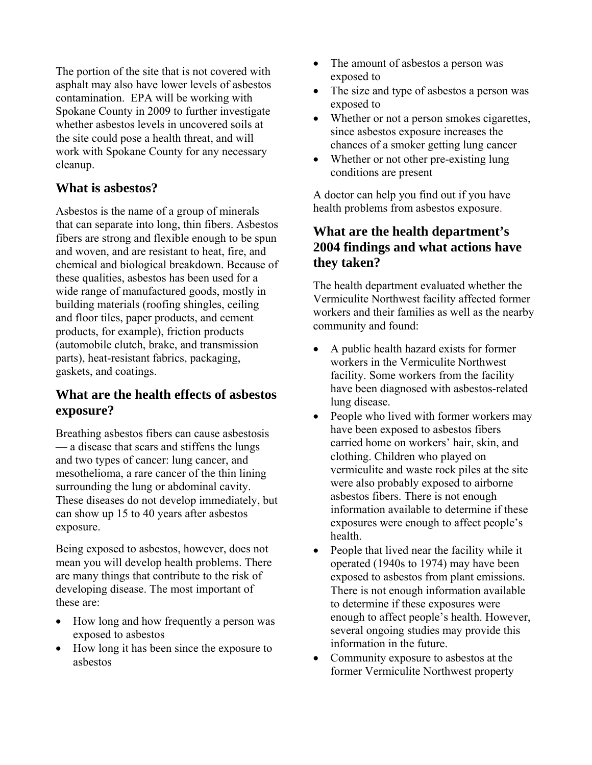The portion of the site that is not covered with asphalt may also have lower levels of asbestos contamination. EPA will be working with Spokane County in 2009 to further investigate whether asbestos levels in uncovered soils at the site could pose a health threat, and will work with Spokane County for any necessary cleanup.

## What is asbestos?

Asbestos is the name of a group of minerals that can separate into long, thin fibers. Asbestos fibers are strong and flexible enough to be spun and woven, and are resistant to heat, fire, and chemical and biological breakdown. Because of these qualities, asbestos has been used for a wide range of manufactured goods, mostly in building materials (roofing shingles, ceiling and floor tiles, paper products, and cement products, for example), friction products (automobile clutch, brake, and transmission parts), heat-resistant fabrics, packaging, gaskets, and coatings.

## What are the health effects of asbestos exposure?

Breathing asbestos fibers can cause asbestosis — a disease that scars and stiffens the lungs and two types of cancer: lung cancer, and mesothelioma, a rare cancer of the thin lining surrounding the lung or abdominal cavity. These diseases do not develop immediately, but can show up 15 to 40 years after asbestos exposure.

Being exposed to asbestos, however, does not mean you will develop health problems. There are many things that contribute to the risk of developing disease. The most important of these are:

- How long and how frequently a person was exposed to asbestos
- How long it has been since the exposure to asbestos
- The amount of asbestos a person was exposed to
- The size and type of asbestos a person was exposed to
- Whether or not a person smokes cigarettes, since asbestos exposure increases the chances of a smoker getting lung cancer
- Whether or not other pre-existing lung conditions are present

A doctor can help you find out if you have health problems from asbestos exposure.

## What are the health department's 2004 findings and what actions have they taken?

The health department evaluated whether the Vermiculite Northwest facility affected former workers and their families as well as the nearby community and found:

- A public health hazard exists for former workers in the Vermiculite Northwest facility. Some workers from the facility have been diagnosed with asbestos-related lung disease.
- People who lived with former workers may have been exposed to asbestos fibers carried home on workers' hair, skin, and clothing. Children who played on vermiculite and waste rock piles at the site were also probably exposed to airborne asbestos fibers. There is not enough information available to determine if these exposures were enough to affect people's health.
- People that lived near the facility while it operated (1940s to 1974) may have been exposed to asbestos from plant emissions. There is not enough information available to determine if these exposures were enough to affect people's health. However, several ongoing studies may provide this information in the future.
- Community exposure to asbestos at the former Vermiculite Northwest property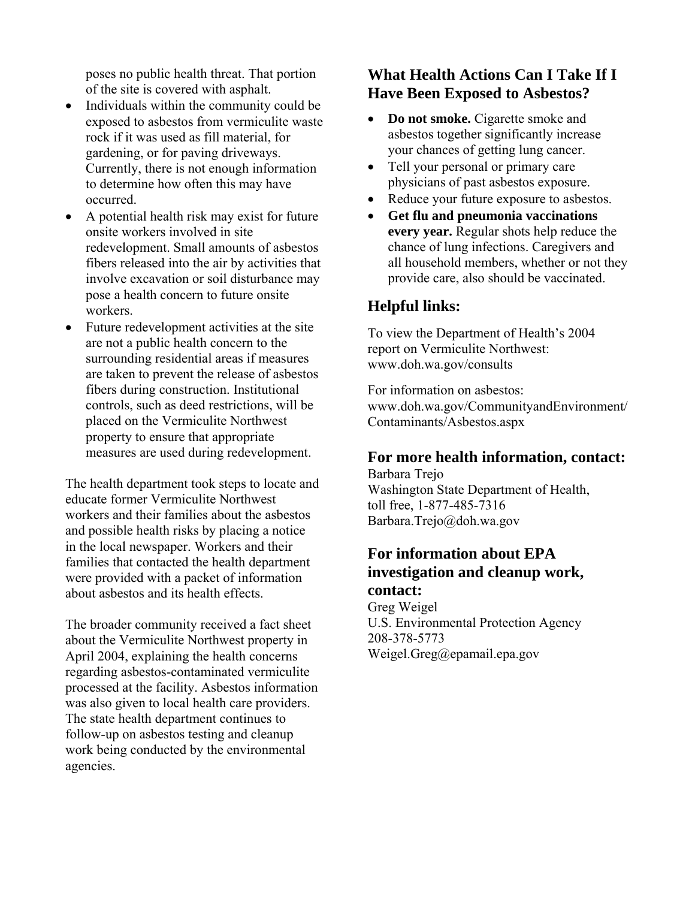poses no public health threat. That portion of the site is covered with asphalt.

- Individuals within the community could be exposed to asbestos from vermiculite waste rock if it was used as fill material, for gardening, or for paving driveways. Currently, there is not enough information to determine how often this may have occurred.
- A potential health risk may exist for future onsite workers involved in site redevelopment. Small amounts of asbestos fibers released into the air by activities that involve excavation or soil disturbance may pose a health concern to future onsite workers.
- Future redevelopment activities at the site are not a public health concern to the surrounding residential areas if measures are taken to prevent the release of asbestos fibers during construction. Institutional controls, such as deed restrictions, will be placed on the Vermiculite Northwest property to ensure that appropriate measures are used during redevelopment.

The health department took steps to locate and educate former Vermiculite Northwest workers and their families about the asbestos and possible health risks by placing a notice in the local newspaper. Workers and their families that contacted the health department were provided with a packet of information about asbestos and its health effects.

The broader community received a fact sheet about the Vermiculite Northwest property in April 2004, explaining the health concerns regarding asbestos-contaminated vermiculite processed at the facility. Asbestos information was also given to local health care providers. The state health department continues to follow-up on asbestos testing and cleanup work being conducted by the environmental agencies.

## What Health Actions Can I Take If I Have Been Exposed to Asbestos?

- **Do not smoke.** Cigarette smoke and asbestos together significantly increase your chances of getting lung cancer.
- Tell your personal or primary care physicians of past asbestos exposure.
- Reduce your future exposure to asbestos.
- **Get flu and pneumonia vaccinations every year.** Regular shots help reduce the chance of lung infections. Caregivers and all household members, whether or not they provide care, also should be vaccinated.

## Helpful links:

To view the Department of Health's 2004 report on Vermiculite Northwest: www.doh.wa.gov/consults

For information on asbestos: www.doh.wa.gov/CommunityandEnvironment/Contaminants/Asbestos.aspx

## For more health information, contact:

Barbara Trejo
Washington State Department of Health,
toll free, 1-877-485-7316
Barbara.Trejo@doh.wa.gov

## For information about EPA investigation and cleanup work, contact:

Greg Weigel
U.S. Environmental Protection Agency
208-378-5773
Weigel.Greg@epamail.epa.gov